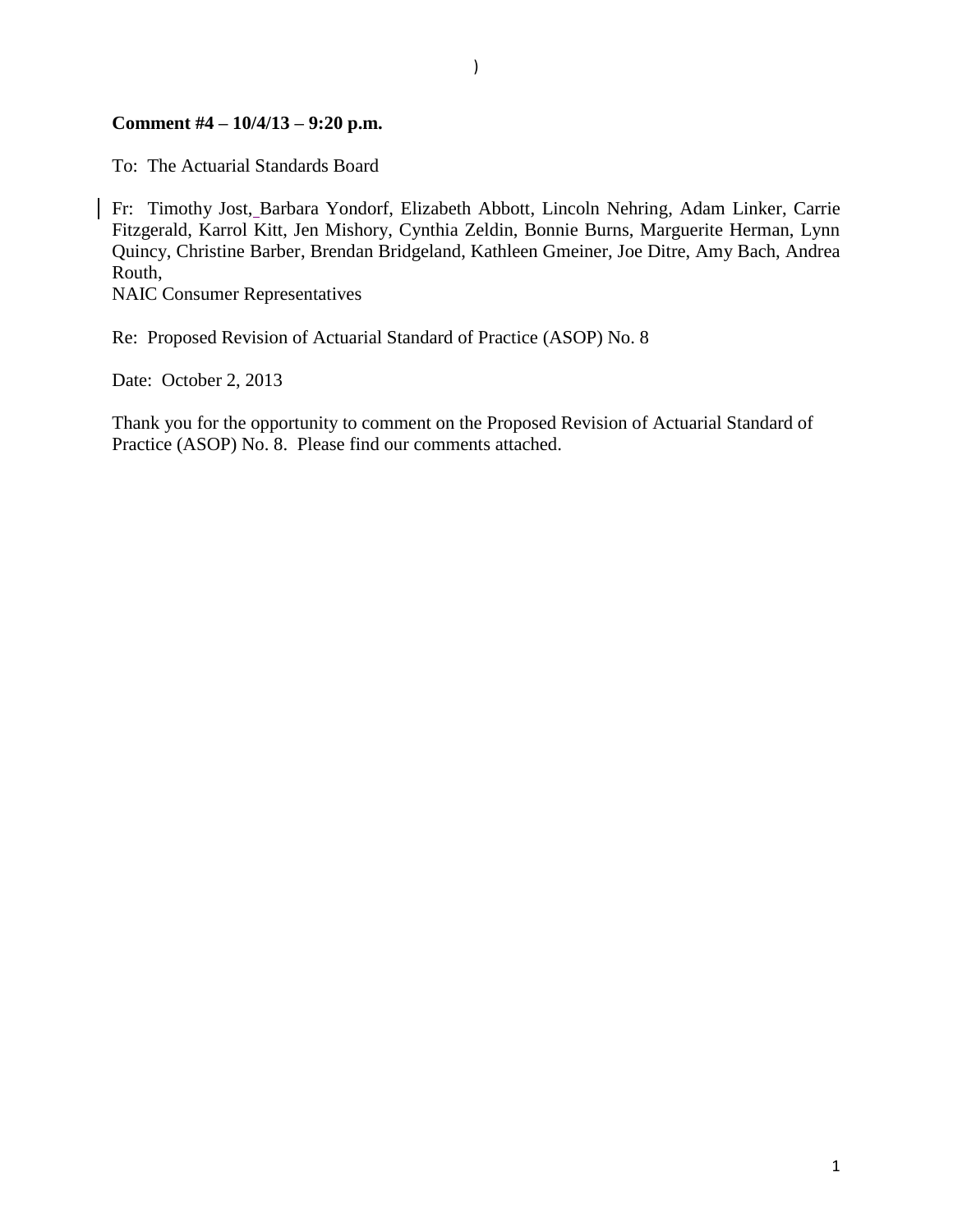**Comment #4 – 10/4/13 – 9:20 p.m.**

To: The Actuarial Standards Board

Fr: Timothy Jost, Barbara Yondorf, Elizabeth Abbott, Lincoln Nehring, Adam Linker, Carrie Fitzgerald, Karrol Kitt, Jen Mishory, Cynthia Zeldin, Bonnie Burns, Marguerite Herman, Lynn Quincy, Christine Barber, Brendan Bridgeland, Kathleen Gmeiner, Joe Ditre, Amy Bach, Andrea Routh,
NAIC Consumer Representatives

Re: Proposed Revision of Actuarial Standard of Practice (ASOP) No. 8

Date: October 2, 2013

Thank you for the opportunity to comment on the Proposed Revision of Actuarial Standard of Practice (ASOP) No. 8. Please find our comments attached.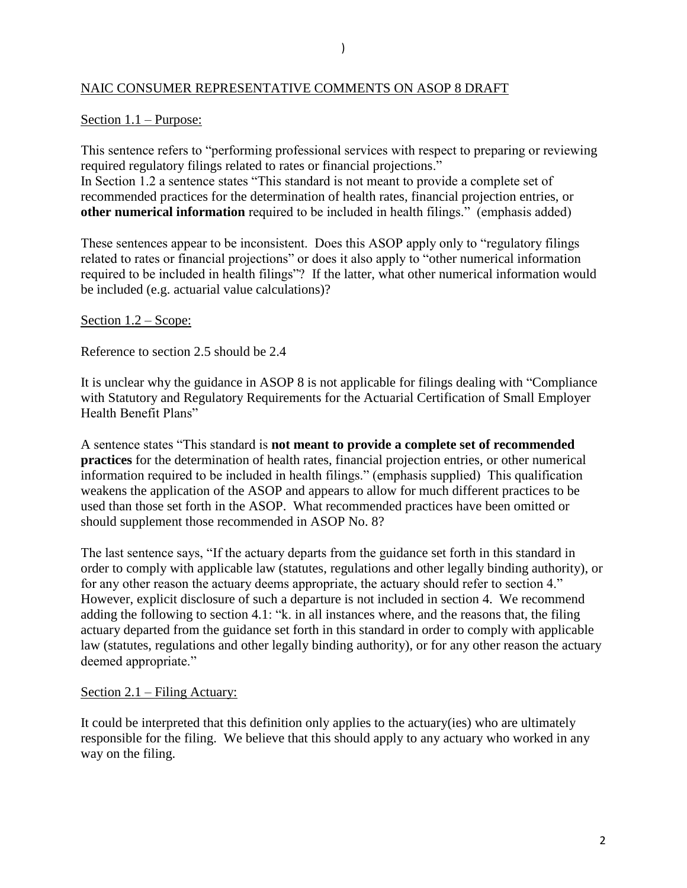NAIC CONSUMER REPRESENTATIVE COMMENTS ON ASOP 8 DRAFT

Section 1.1 – Purpose:

This sentence refers to "performing professional services with respect to preparing or reviewing required regulatory filings related to rates or financial projections."
In Section 1.2 a sentence states "This standard is not meant to provide a complete set of recommended practices for the determination of health rates, financial projection entries, or **other numerical information** required to be included in health filings." (emphasis added)

These sentences appear to be inconsistent. Does this ASOP apply only to "regulatory filings related to rates or financial projections" or does it also apply to "other numerical information required to be included in health filings"? If the latter, what other numerical information would be included (e.g. actuarial value calculations)?

Section 1.2 – Scope:

Reference to section 2.5 should be 2.4

It is unclear why the guidance in ASOP 8 is not applicable for filings dealing with "Compliance with Statutory and Regulatory Requirements for the Actuarial Certification of Small Employer Health Benefit Plans"

A sentence states "This standard is **not meant to provide a complete set of recommended practices** for the determination of health rates, financial projection entries, or other numerical information required to be included in health filings." (emphasis supplied) This qualification weakens the application of the ASOP and appears to allow for much different practices to be used than those set forth in the ASOP. What recommended practices have been omitted or should supplement those recommended in ASOP No. 8?

The last sentence says, "If the actuary departs from the guidance set forth in this standard in order to comply with applicable law (statutes, regulations and other legally binding authority), or for any other reason the actuary deems appropriate, the actuary should refer to section 4." However, explicit disclosure of such a departure is not included in section 4. We recommend adding the following to section 4.1: "k. in all instances where, and the reasons that, the filing actuary departed from the guidance set forth in this standard in order to comply with applicable law (statutes, regulations and other legally binding authority), or for any other reason the actuary deemed appropriate."

Section 2.1 – Filing Actuary:

It could be interpreted that this definition only applies to the actuary(ies) who are ultimately responsible for the filing. We believe that this should apply to any actuary who worked in any way on the filing.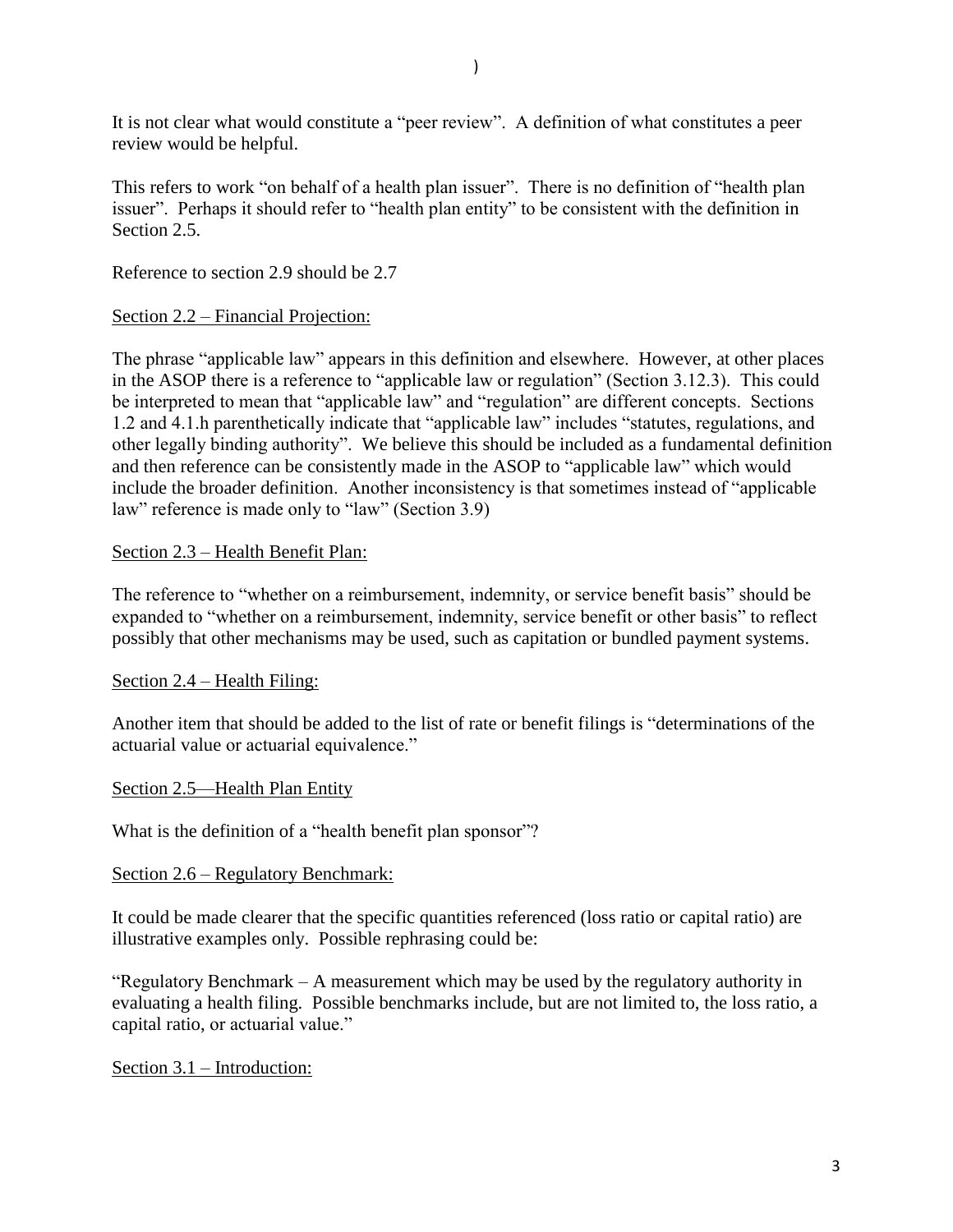)

It is not clear what would constitute a "peer review". A definition of what constitutes a peer review would be helpful.

This refers to work "on behalf of a health plan issuer". There is no definition of "health plan issuer". Perhaps it should refer to "health plan entity" to be consistent with the definition in Section 2.5.

Reference to section 2.9 should be 2.7

<u>Section 2.2 – Financial Projection:</u>

The phrase "applicable law" appears in this definition and elsewhere. However, at other places in the ASOP there is a reference to "applicable law or regulation" (Section 3.12.3). This could be interpreted to mean that "applicable law" and "regulation" are different concepts. Sections 1.2 and 4.1.h parenthetically indicate that "applicable law" includes "statutes, regulations, and other legally binding authority". We believe this should be included as a fundamental definition and then reference can be consistently made in the ASOP to "applicable law" which would include the broader definition. Another inconsistency is that sometimes instead of "applicable law" reference is made only to "law" (Section 3.9)

<u>Section 2.3 – Health Benefit Plan:</u>

The reference to "whether on a reimbursement, indemnity, or service benefit basis" should be expanded to "whether on a reimbursement, indemnity, service benefit or other basis" to reflect possibly that other mechanisms may be used, such as capitation or bundled payment systems.

<u>Section 2.4 – Health Filing:</u>

Another item that should be added to the list of rate or benefit filings is "determinations of the actuarial value or actuarial equivalence."

<u>Section 2.5—Health Plan Entity</u>

What is the definition of a "health benefit plan sponsor"?

<u>Section 2.6 – Regulatory Benchmark:</u>

It could be made clearer that the specific quantities referenced (loss ratio or capital ratio) are illustrative examples only. Possible rephrasing could be:

"Regulatory Benchmark – A measurement which may be used by the regulatory authority in evaluating a health filing. Possible benchmarks include, but are not limited to, the loss ratio, a capital ratio, or actuarial value."

<u>Section 3.1 – Introduction:</u>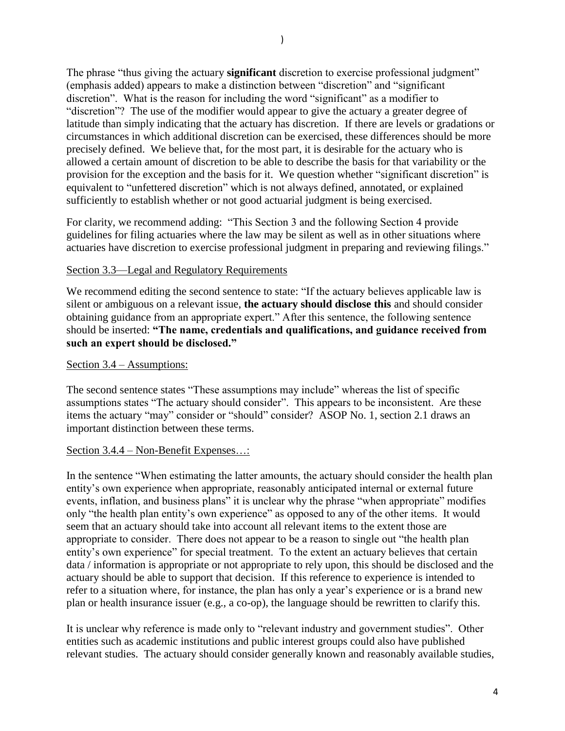The phrase "thus giving the actuary **significant** discretion to exercise professional judgment" (emphasis added) appears to make a distinction between "discretion" and "significant discretion". What is the reason for including the word "significant" as a modifier to "discretion"? The use of the modifier would appear to give the actuary a greater degree of latitude than simply indicating that the actuary has discretion. If there are levels or gradations or circumstances in which additional discretion can be exercised, these differences should be more precisely defined. We believe that, for the most part, it is desirable for the actuary who is allowed a certain amount of discretion to be able to describe the basis for that variability or the provision for the exception and the basis for it. We question whether "significant discretion" is equivalent to "unfettered discretion" which is not always defined, annotated, or explained sufficiently to establish whether or not good actuarial judgment is being exercised.

For clarity, we recommend adding: "This Section 3 and the following Section 4 provide guidelines for filing actuaries where the law may be silent as well as in other situations where actuaries have discretion to exercise professional judgment in preparing and reviewing filings."

Section 3.3—Legal and Regulatory Requirements

We recommend editing the second sentence to state: "If the actuary believes applicable law is silent or ambiguous on a relevant issue, **the actuary should disclose this** and should consider obtaining guidance from an appropriate expert." After this sentence, the following sentence should be inserted: **"The name, credentials and qualifications, and guidance received from such an expert should be disclosed."**

Section 3.4 – Assumptions:

The second sentence states "These assumptions may include" whereas the list of specific assumptions states "The actuary should consider". This appears to be inconsistent. Are these items the actuary "may" consider or "should" consider? ASOP No. 1, section 2.1 draws an important distinction between these terms.

Section 3.4.4 – Non-Benefit Expenses…:

In the sentence "When estimating the latter amounts, the actuary should consider the health plan entity's own experience when appropriate, reasonably anticipated internal or external future events, inflation, and business plans" it is unclear why the phrase "when appropriate" modifies only "the health plan entity's own experience" as opposed to any of the other items. It would seem that an actuary should take into account all relevant items to the extent those are appropriate to consider. There does not appear to be a reason to single out "the health plan entity's own experience" for special treatment. To the extent an actuary believes that certain data / information is appropriate or not appropriate to rely upon, this should be disclosed and the actuary should be able to support that decision. If this reference to experience is intended to refer to a situation where, for instance, the plan has only a year's experience or is a brand new plan or health insurance issuer (e.g., a co-op), the language should be rewritten to clarify this.

It is unclear why reference is made only to "relevant industry and government studies". Other entities such as academic institutions and public interest groups could also have published relevant studies. The actuary should consider generally known and reasonably available studies,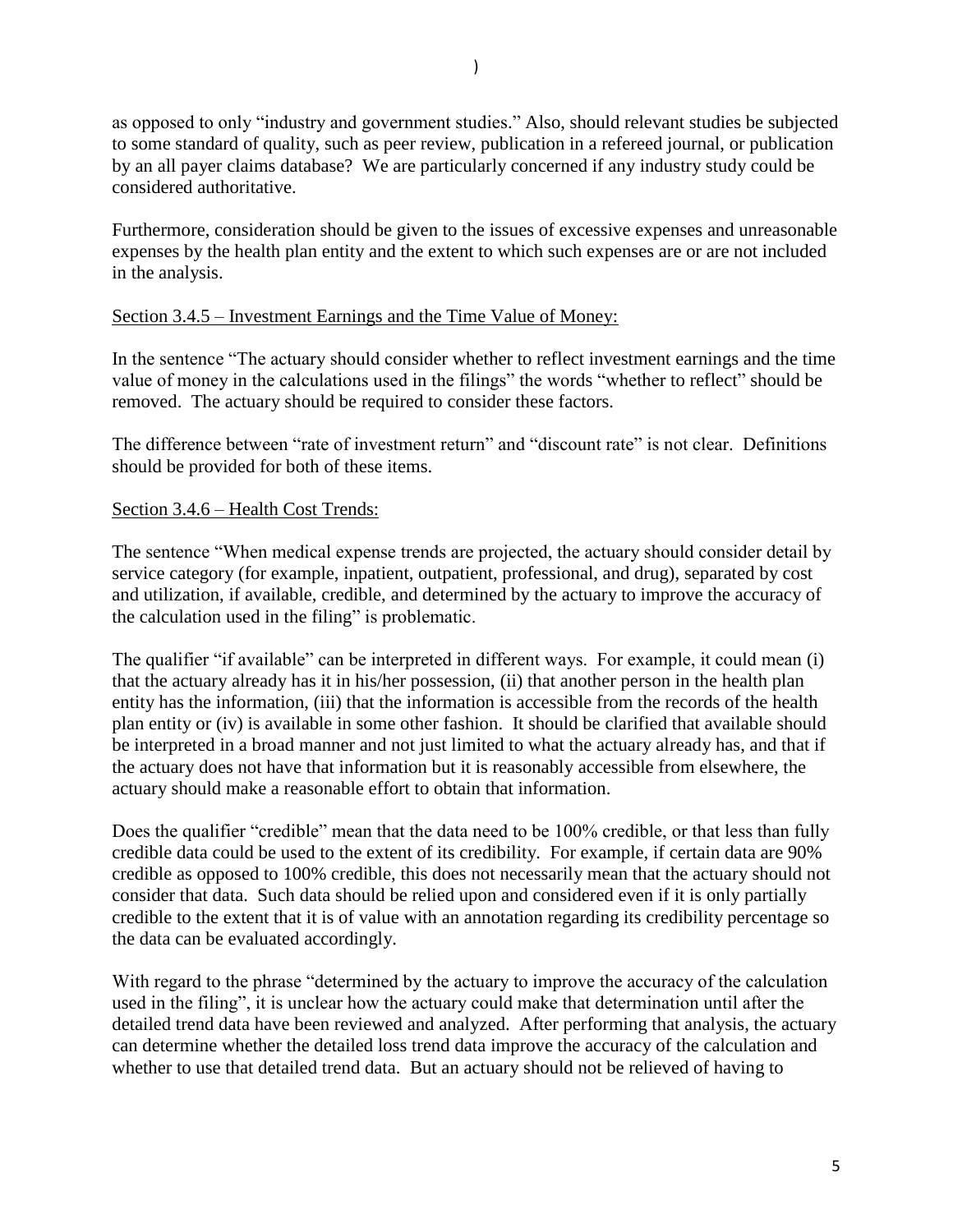as opposed to only "industry and government studies." Also, should relevant studies be subjected to some standard of quality, such as peer review, publication in a refereed journal, or publication by an all payer claims database? We are particularly concerned if any industry study could be considered authoritative.

Furthermore, consideration should be given to the issues of excessive expenses and unreasonable expenses by the health plan entity and the extent to which such expenses are or are not included in the analysis.

<u>Section 3.4.5 – Investment Earnings and the Time Value of Money:</u>

In the sentence "The actuary should consider whether to reflect investment earnings and the time value of money in the calculations used in the filings" the words "whether to reflect" should be removed. The actuary should be required to consider these factors.

The difference between "rate of investment return" and "discount rate" is not clear. Definitions should be provided for both of these items.

<u>Section 3.4.6 – Health Cost Trends:</u>

The sentence "When medical expense trends are projected, the actuary should consider detail by service category (for example, inpatient, outpatient, professional, and drug), separated by cost and utilization, if available, credible, and determined by the actuary to improve the accuracy of the calculation used in the filing" is problematic.

The qualifier "if available" can be interpreted in different ways. For example, it could mean (i) that the actuary already has it in his/her possession, (ii) that another person in the health plan entity has the information, (iii) that the information is accessible from the records of the health plan entity or (iv) is available in some other fashion. It should be clarified that available should be interpreted in a broad manner and not just limited to what the actuary already has, and that if the actuary does not have that information but it is reasonably accessible from elsewhere, the actuary should make a reasonable effort to obtain that information.

Does the qualifier "credible" mean that the data need to be 100% credible, or that less than fully credible data could be used to the extent of its credibility. For example, if certain data are 90% credible as opposed to 100% credible, this does not necessarily mean that the actuary should not consider that data. Such data should be relied upon and considered even if it is only partially credible to the extent that it is of value with an annotation regarding its credibility percentage so the data can be evaluated accordingly.

With regard to the phrase "determined by the actuary to improve the accuracy of the calculation used in the filing", it is unclear how the actuary could make that determination until after the detailed trend data have been reviewed and analyzed. After performing that analysis, the actuary can determine whether the detailed loss trend data improve the accuracy of the calculation and whether to use that detailed trend data. But an actuary should not be relieved of having to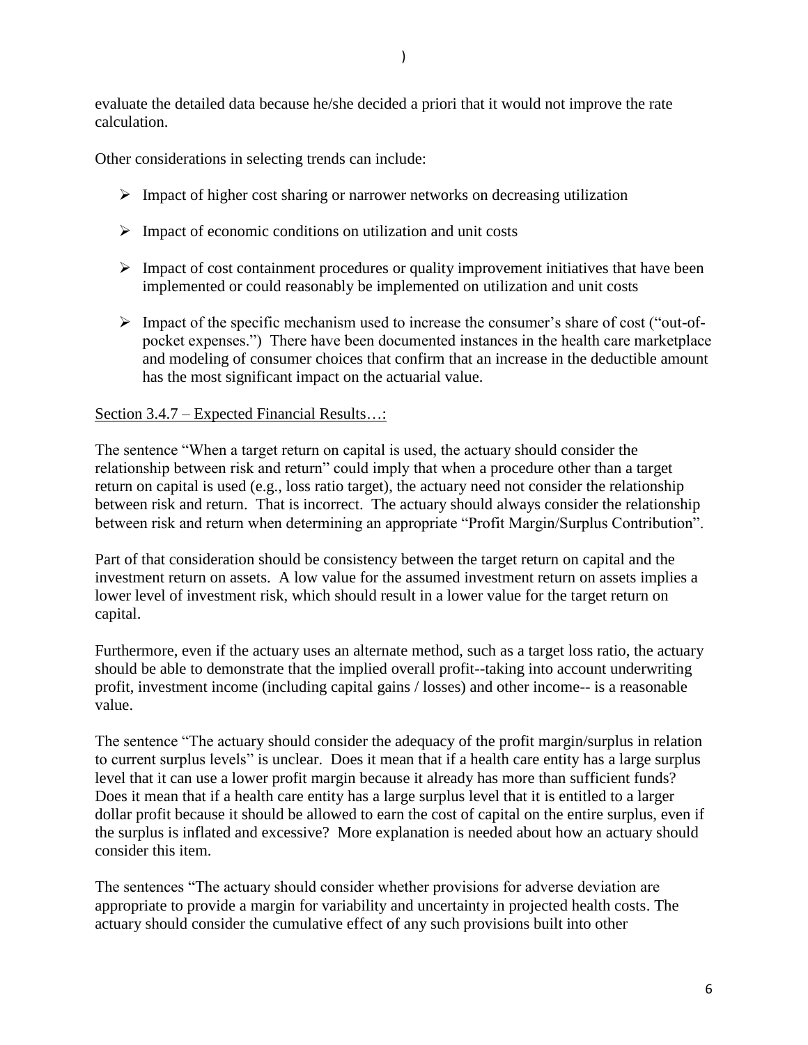evaluate the detailed data because he/she decided a priori that it would not improve the rate calculation.

Other considerations in selecting trends can include:

- Impact of higher cost sharing or narrower networks on decreasing utilization
- Impact of economic conditions on utilization and unit costs
- Impact of cost containment procedures or quality improvement initiatives that have been implemented or could reasonably be implemented on utilization and unit costs
- Impact of the specific mechanism used to increase the consumer's share of cost ("out-of-pocket expenses.") There have been documented instances in the health care marketplace and modeling of consumer choices that confirm that an increase in the deductible amount has the most significant impact on the actuarial value.

Section 3.4.7 – Expected Financial Results…:

The sentence "When a target return on capital is used, the actuary should consider the relationship between risk and return" could imply that when a procedure other than a target return on capital is used (e.g., loss ratio target), the actuary need not consider the relationship between risk and return. That is incorrect. The actuary should always consider the relationship between risk and return when determining an appropriate "Profit Margin/Surplus Contribution".

Part of that consideration should be consistency between the target return on capital and the investment return on assets. A low value for the assumed investment return on assets implies a lower level of investment risk, which should result in a lower value for the target return on capital.

Furthermore, even if the actuary uses an alternate method, such as a target loss ratio, the actuary should be able to demonstrate that the implied overall profit--taking into account underwriting profit, investment income (including capital gains / losses) and other income-- is a reasonable value.

The sentence "The actuary should consider the adequacy of the profit margin/surplus in relation to current surplus levels" is unclear. Does it mean that if a health care entity has a large surplus level that it can use a lower profit margin because it already has more than sufficient funds? Does it mean that if a health care entity has a large surplus level that it is entitled to a larger dollar profit because it should be allowed to earn the cost of capital on the entire surplus, even if the surplus is inflated and excessive? More explanation is needed about how an actuary should consider this item.

The sentences "The actuary should consider whether provisions for adverse deviation are appropriate to provide a margin for variability and uncertainty in projected health costs. The actuary should consider the cumulative effect of any such provisions built into other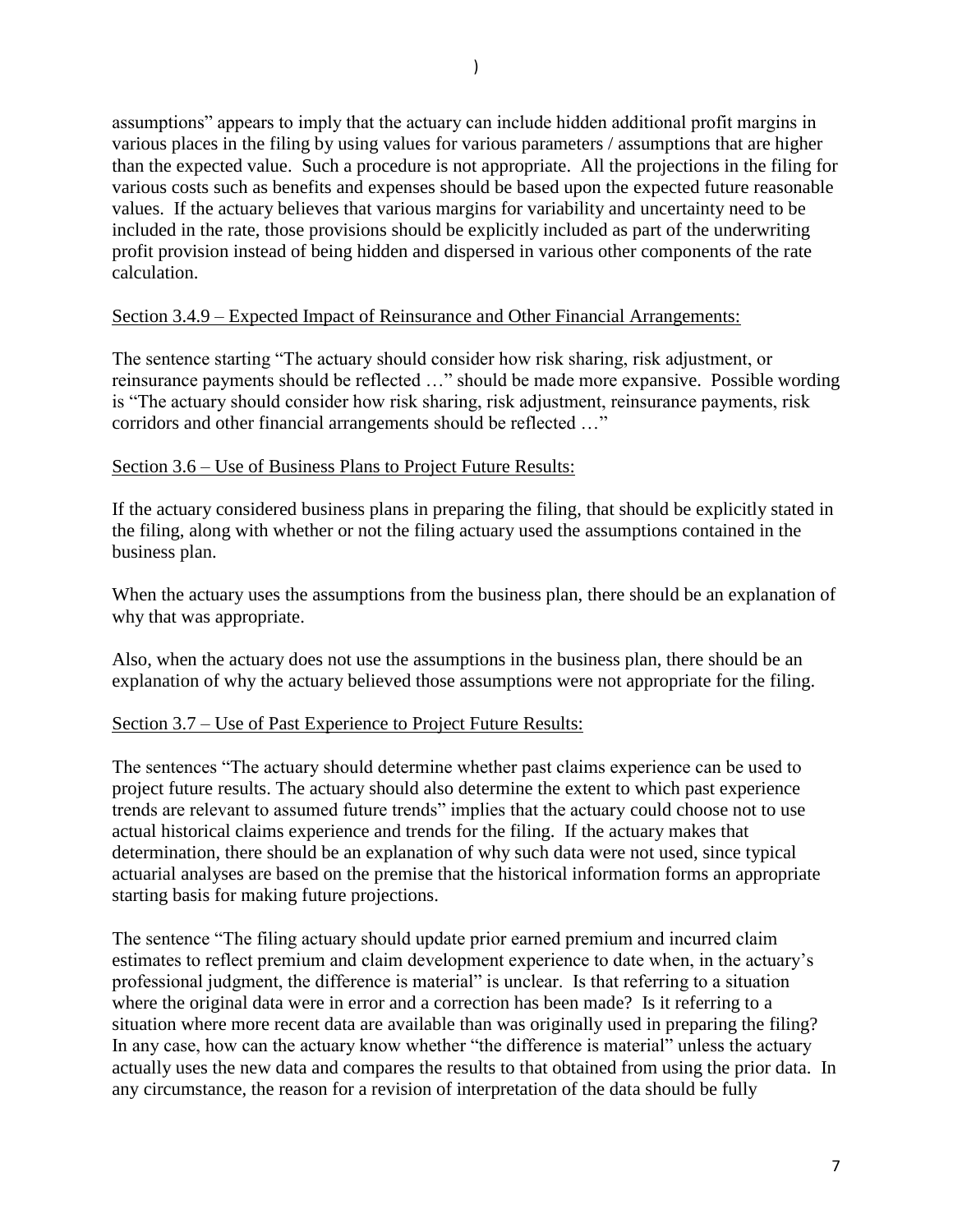assumptions" appears to imply that the actuary can include hidden additional profit margins in various places in the filing by using values for various parameters / assumptions that are higher than the expected value. Such a procedure is not appropriate. All the projections in the filing for various costs such as benefits and expenses should be based upon the expected future reasonable values. If the actuary believes that various margins for variability and uncertainty need to be included in the rate, those provisions should be explicitly included as part of the underwriting profit provision instead of being hidden and dispersed in various other components of the rate calculation.

<u>Section 3.4.9 – Expected Impact of Reinsurance and Other Financial Arrangements:</u>

The sentence starting "The actuary should consider how risk sharing, risk adjustment, or reinsurance payments should be reflected …" should be made more expansive. Possible wording is "The actuary should consider how risk sharing, risk adjustment, reinsurance payments, risk corridors and other financial arrangements should be reflected …"

<u>Section 3.6 – Use of Business Plans to Project Future Results:</u>

If the actuary considered business plans in preparing the filing, that should be explicitly stated in the filing, along with whether or not the filing actuary used the assumptions contained in the business plan.

When the actuary uses the assumptions from the business plan, there should be an explanation of why that was appropriate.

Also, when the actuary does not use the assumptions in the business plan, there should be an explanation of why the actuary believed those assumptions were not appropriate for the filing.

<u>Section 3.7 – Use of Past Experience to Project Future Results:</u>

The sentences "The actuary should determine whether past claims experience can be used to project future results. The actuary should also determine the extent to which past experience trends are relevant to assumed future trends" implies that the actuary could choose not to use actual historical claims experience and trends for the filing. If the actuary makes that determination, there should be an explanation of why such data were not used, since typical actuarial analyses are based on the premise that the historical information forms an appropriate starting basis for making future projections.

The sentence "The filing actuary should update prior earned premium and incurred claim estimates to reflect premium and claim development experience to date when, in the actuary's professional judgment, the difference is material" is unclear. Is that referring to a situation where the original data were in error and a correction has been made? Is it referring to a situation where more recent data are available than was originally used in preparing the filing? In any case, how can the actuary know whether "the difference is material" unless the actuary actually uses the new data and compares the results to that obtained from using the prior data. In any circumstance, the reason for a revision of interpretation of the data should be fully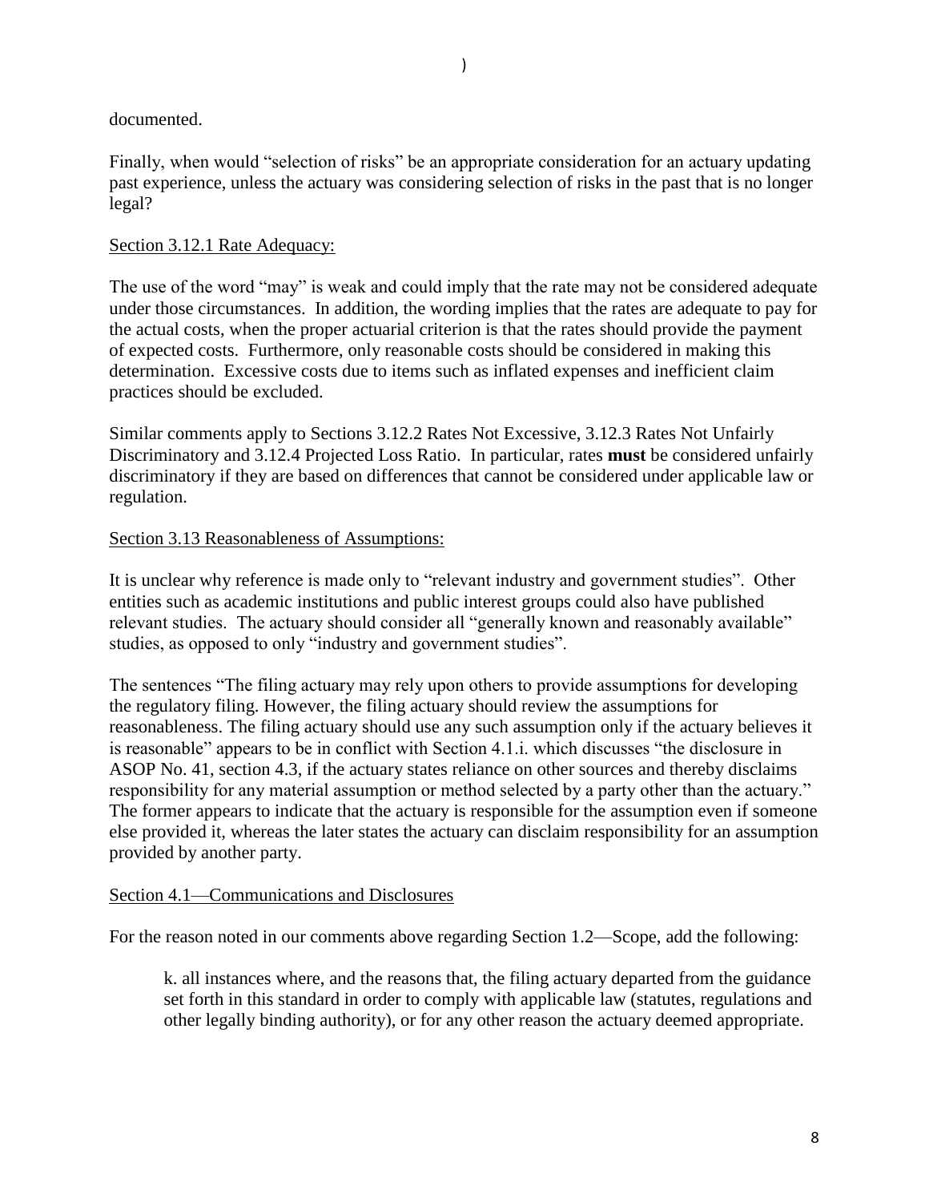documented.

Finally, when would "selection of risks" be an appropriate consideration for an actuary updating past experience, unless the actuary was considering selection of risks in the past that is no longer legal?

Section 3.12.1 Rate Adequacy:

The use of the word "may" is weak and could imply that the rate may not be considered adequate under those circumstances. In addition, the wording implies that the rates are adequate to pay for the actual costs, when the proper actuarial criterion is that the rates should provide the payment of expected costs. Furthermore, only reasonable costs should be considered in making this determination. Excessive costs due to items such as inflated expenses and inefficient claim practices should be excluded.

Similar comments apply to Sections 3.12.2 Rates Not Excessive, 3.12.3 Rates Not Unfairly Discriminatory and 3.12.4 Projected Loss Ratio. In particular, rates **must** be considered unfairly discriminatory if they are based on differences that cannot be considered under applicable law or regulation.

Section 3.13 Reasonableness of Assumptions:

It is unclear why reference is made only to "relevant industry and government studies". Other entities such as academic institutions and public interest groups could also have published relevant studies. The actuary should consider all "generally known and reasonably available" studies, as opposed to only "industry and government studies".

The sentences "The filing actuary may rely upon others to provide assumptions for developing the regulatory filing. However, the filing actuary should review the assumptions for reasonableness. The filing actuary should use any such assumption only if the actuary believes it is reasonable" appears to be in conflict with Section 4.1.i. which discusses "the disclosure in ASOP No. 41, section 4.3, if the actuary states reliance on other sources and thereby disclaims responsibility for any material assumption or method selected by a party other than the actuary." The former appears to indicate that the actuary is responsible for the assumption even if someone else provided it, whereas the later states the actuary can disclaim responsibility for an assumption provided by another party.

Section 4.1—Communications and Disclosures

For the reason noted in our comments above regarding Section 1.2—Scope, add the following:

> k. all instances where, and the reasons that, the filing actuary departed from the guidance set forth in this standard in order to comply with applicable law (statutes, regulations and other legally binding authority), or for any other reason the actuary deemed appropriate.